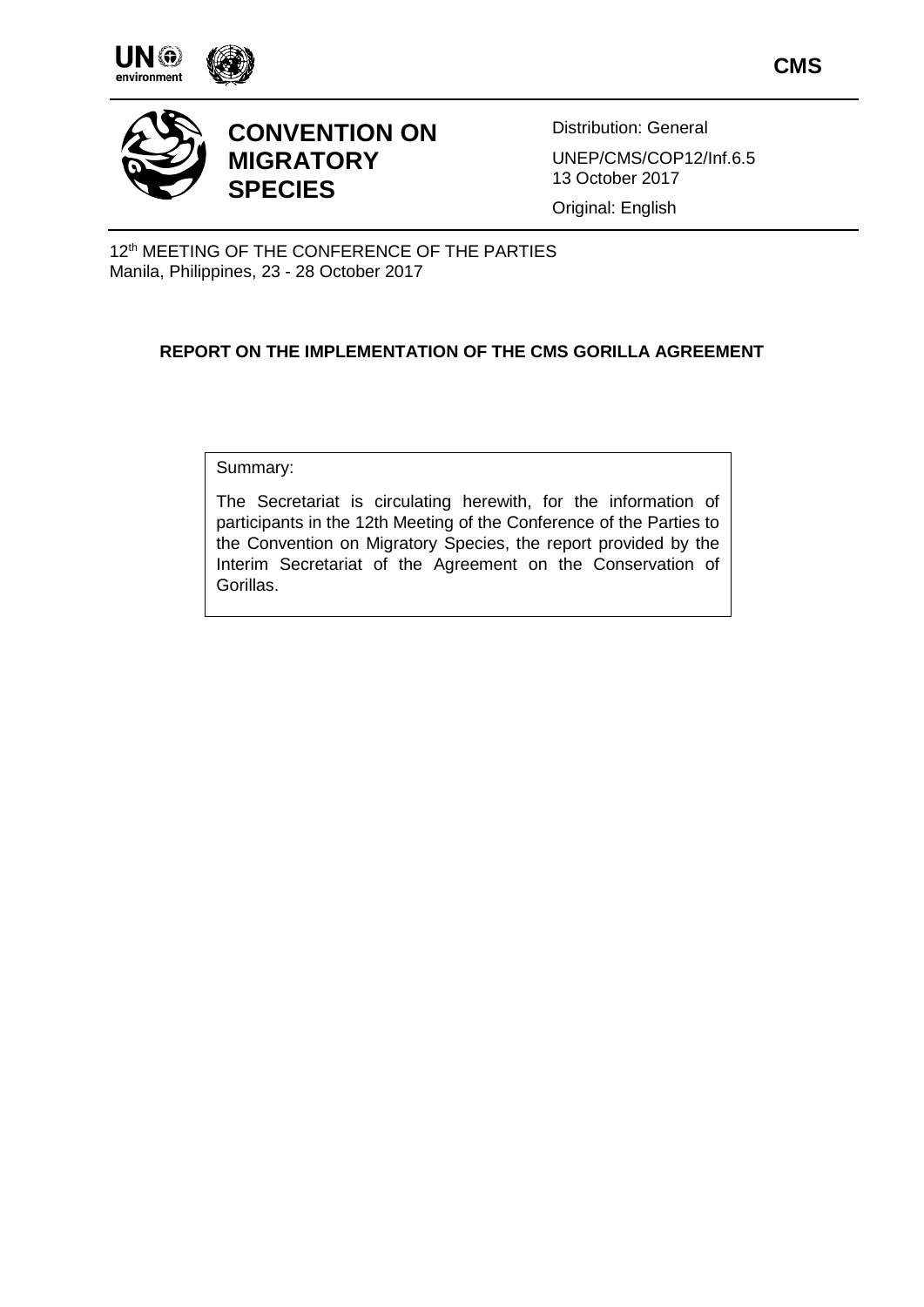CMS

# CONVENTION ON MIGRATORY SPECIES

Distribution: General

UNEP/CMS/COP12/Inf.6.5
13 October 2017

Original: English

12th MEETING OF THE CONFERENCE OF THE PARTIES
Manila, Philippines, 23 - 28 October 2017

## REPORT ON THE IMPLEMENTATION OF THE CMS GORILLA AGREEMENT

Summary:

The Secretariat is circulating herewith, for the information of participants in the 12th Meeting of the Conference of the Parties to the Convention on Migratory Species, the report provided by the Interim Secretariat of the Agreement on the Conservation of Gorillas.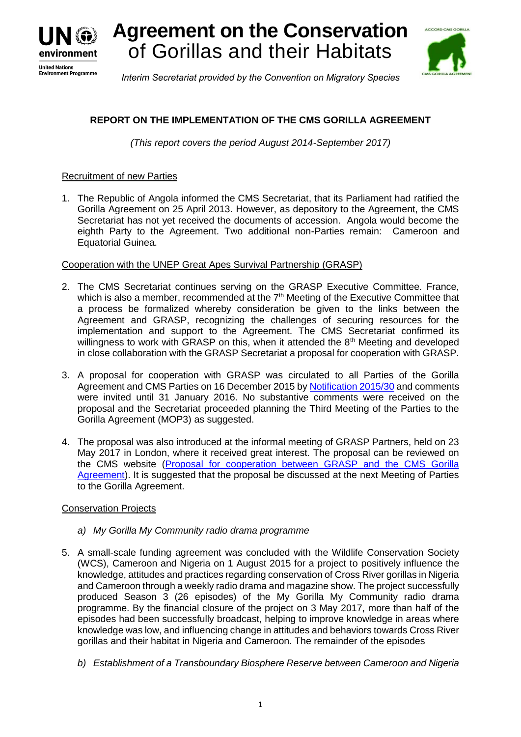**Agreement on the Conservation of Gorillas and their Habitats**

*Interim Secretariat provided by the Convention on Migratory Species*

## REPORT ON THE IMPLEMENTATION OF THE CMS GORILLA AGREEMENT

*(This report covers the period August 2014-September 2017)*

### Recruitment of new Parties

1. The Republic of Angola informed the CMS Secretariat, that its Parliament had ratified the Gorilla Agreement on 25 April 2013. However, as depository to the Agreement, the CMS Secretariat has not yet received the documents of accession. Angola would become the eighth Party to the Agreement. Two additional non-Parties remain: Cameroon and Equatorial Guinea.

### Cooperation with the UNEP Great Apes Survival Partnership (GRASP)

2. The CMS Secretariat continues serving on the GRASP Executive Committee. France, which is also a member, recommended at the 7th Meeting of the Executive Committee that a process be formalized whereby consideration be given to the links between the Agreement and GRASP, recognizing the challenges of securing resources for the implementation and support to the Agreement. The CMS Secretariat confirmed its willingness to work with GRASP on this, when it attended the 8th Meeting and developed in close collaboration with the GRASP Secretariat a proposal for cooperation with GRASP.

3. A proposal for cooperation with GRASP was circulated to all Parties of the Gorilla Agreement and CMS Parties on 16 December 2015 by Notification 2015/30 and comments were invited until 31 January 2016. No substantive comments were received on the proposal and the Secretariat proceeded planning the Third Meeting of the Parties to the Gorilla Agreement (MOP3) as suggested.

4. The proposal was also introduced at the informal meeting of GRASP Partners, held on 23 May 2017 in London, where it received great interest. The proposal can be reviewed on the CMS website (Proposal for cooperation between GRASP and the CMS Gorilla Agreement). It is suggested that the proposal be discussed at the next Meeting of Parties to the Gorilla Agreement.

### Conservation Projects

*a) My Gorilla My Community radio drama programme*

5. A small-scale funding agreement was concluded with the Wildlife Conservation Society (WCS), Cameroon and Nigeria on 1 August 2015 for a project to positively influence the knowledge, attitudes and practices regarding conservation of Cross River gorillas in Nigeria and Cameroon through a weekly radio drama and magazine show. The project successfully produced Season 3 (26 episodes) of the My Gorilla My Community radio drama programme. By the financial closure of the project on 3 May 2017, more than half of the episodes had been successfully broadcast, helping to improve knowledge in areas where knowledge was low, and influencing change in attitudes and behaviors towards Cross River gorillas and their habitat in Nigeria and Cameroon. The remainder of the episodes

*b) Establishment of a Transboundary Biosphere Reserve between Cameroon and Nigeria*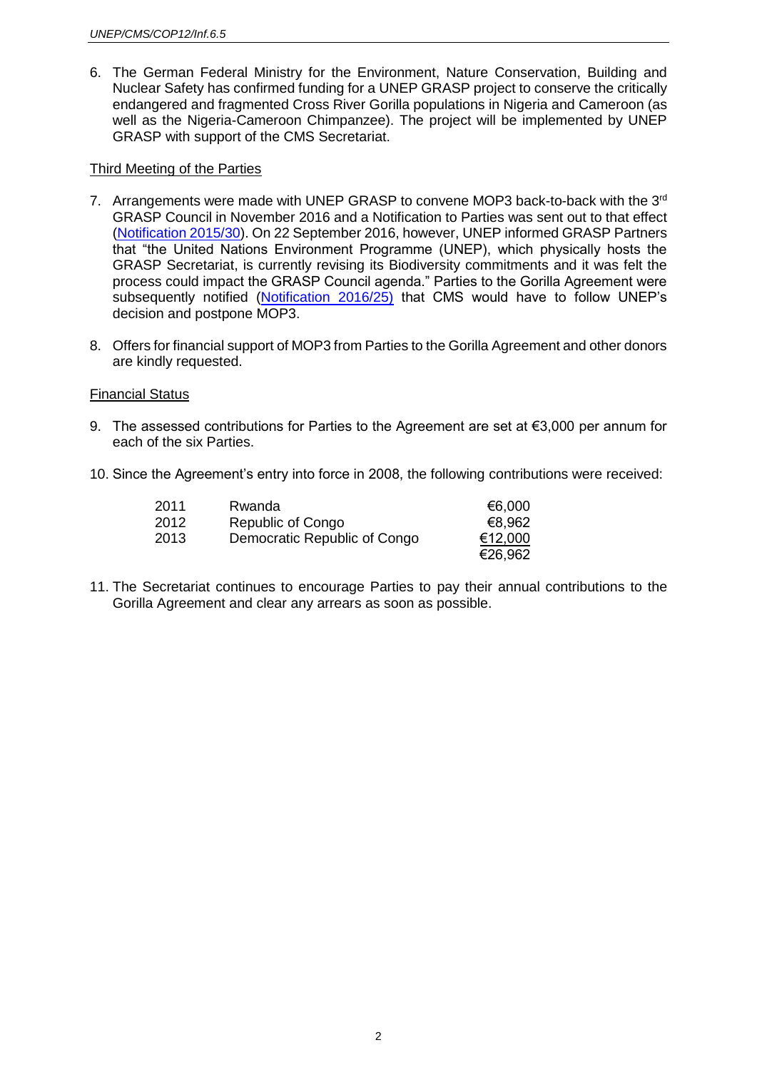6. The German Federal Ministry for the Environment, Nature Conservation, Building and Nuclear Safety has confirmed funding for a UNEP GRASP project to conserve the critically endangered and fragmented Cross River Gorilla populations in Nigeria and Cameroon (as well as the Nigeria-Cameroon Chimpanzee). The project will be implemented by UNEP GRASP with support of the CMS Secretariat.

Third Meeting of the Parties

7. Arrangements were made with UNEP GRASP to convene MOP3 back-to-back with the 3rd GRASP Council in November 2016 and a Notification to Parties was sent out to that effect (Notification 2015/30). On 22 September 2016, however, UNEP informed GRASP Partners that "the United Nations Environment Programme (UNEP), which physically hosts the GRASP Secretariat, is currently revising its Biodiversity commitments and it was felt the process could impact the GRASP Council agenda." Parties to the Gorilla Agreement were subsequently notified (Notification 2016/25) that CMS would have to follow UNEP's decision and postpone MOP3.

8. Offers for financial support of MOP3 from Parties to the Gorilla Agreement and other donors are kindly requested.

Financial Status

9. The assessed contributions for Parties to the Agreement are set at €3,000 per annum for each of the six Parties.

10. Since the Agreement's entry into force in 2008, the following contributions were received:

| | | |
|---|---|---|
| 2011 | Rwanda | €6,000 |
| 2012 | Republic of Congo | €8,962 |
| 2013 | Democratic Republic of Congo | €12,000 |
| | | €26,962 |

11. The Secretariat continues to encourage Parties to pay their annual contributions to the Gorilla Agreement and clear any arrears as soon as possible.